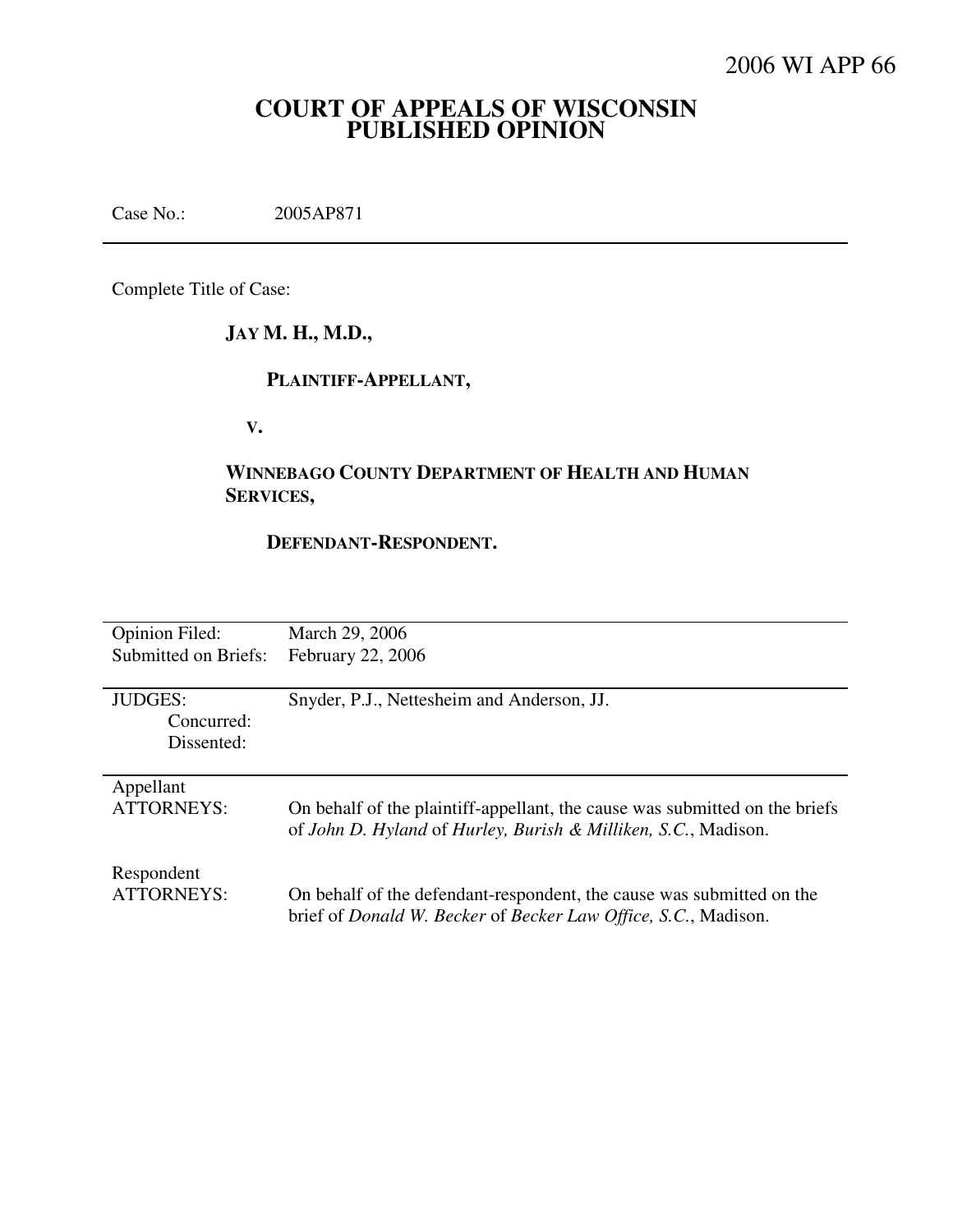2006 WI APP 66

# COURT OF APPEALS OF WISCONSIN
# PUBLISHED OPINION

Case No.: 2005AP871

---

Complete Title of Case:

**JAY M. H., M.D.,**

**PLAINTIFF-APPELLANT,**

**V.**

**WINNEBAGO COUNTY DEPARTMENT OF HEALTH AND HUMAN SERVICES,**

**DEFENDANT-RESPONDENT.**

---

| | |
|---|---|
| Opinion Filed: | March 29, 2006 |
| Submitted on Briefs: | February 22, 2006 |
| JUDGES: | Snyder, P.J., Nettesheim and Anderson, JJ. |
| Concurred: | |
| Dissented: | |
| Appellant ATTORNEYS: | On behalf of the plaintiff-appellant, the cause was submitted on the briefs of *John D. Hyland* of *Hurley, Burish & Milliken, S.C.*, Madison. |
| Respondent ATTORNEYS: | On behalf of the defendant-respondent, the cause was submitted on the brief of *Donald W. Becker* of *Becker Law Office, S.C.*, Madison. |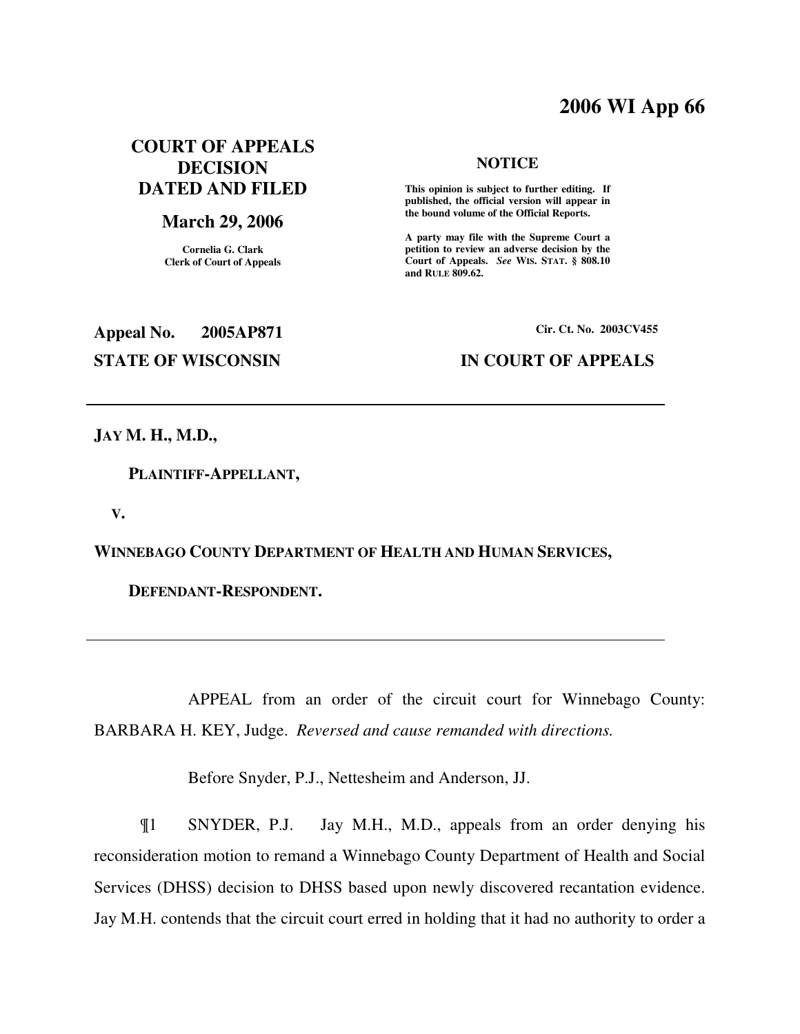# 2006 WI App 66

**COURT OF APPEALS DECISION DATED AND FILED**

**March 29, 2006**

Cornelia G. Clark
Clerk of Court of Appeals

**NOTICE**

**This opinion is subject to further editing. If published, the official version will appear in the bound volume of the Official Reports.**

**A party may file with the Supreme Court a petition to review an adverse decision by the Court of Appeals.** ***See*** **WIS. STAT. § 808.10 and RULE 809.62.**

**Appeal No. 2005AP871**

**Cir. Ct. No. 2003CV455**

**STATE OF WISCONSIN**

**IN COURT OF APPEALS**

---

**JAY M. H., M.D.,**

**PLAINTIFF-APPELLANT,**

**V.**

**WINNEBAGO COUNTY DEPARTMENT OF HEALTH AND HUMAN SERVICES,**

**DEFENDANT-RESPONDENT.**

---

APPEAL from an order of the circuit court for Winnebago County: BARBARA H. KEY, Judge. *Reversed and cause remanded with directions.*

Before Snyder, P.J., Nettesheim and Anderson, JJ.

¶1 SNYDER, P.J. Jay M.H., M.D., appeals from an order denying his reconsideration motion to remand a Winnebago County Department of Health and Social Services (DHSS) decision to DHSS based upon newly discovered recantation evidence. Jay M.H. contends that the circuit court erred in holding that it had no authority to order a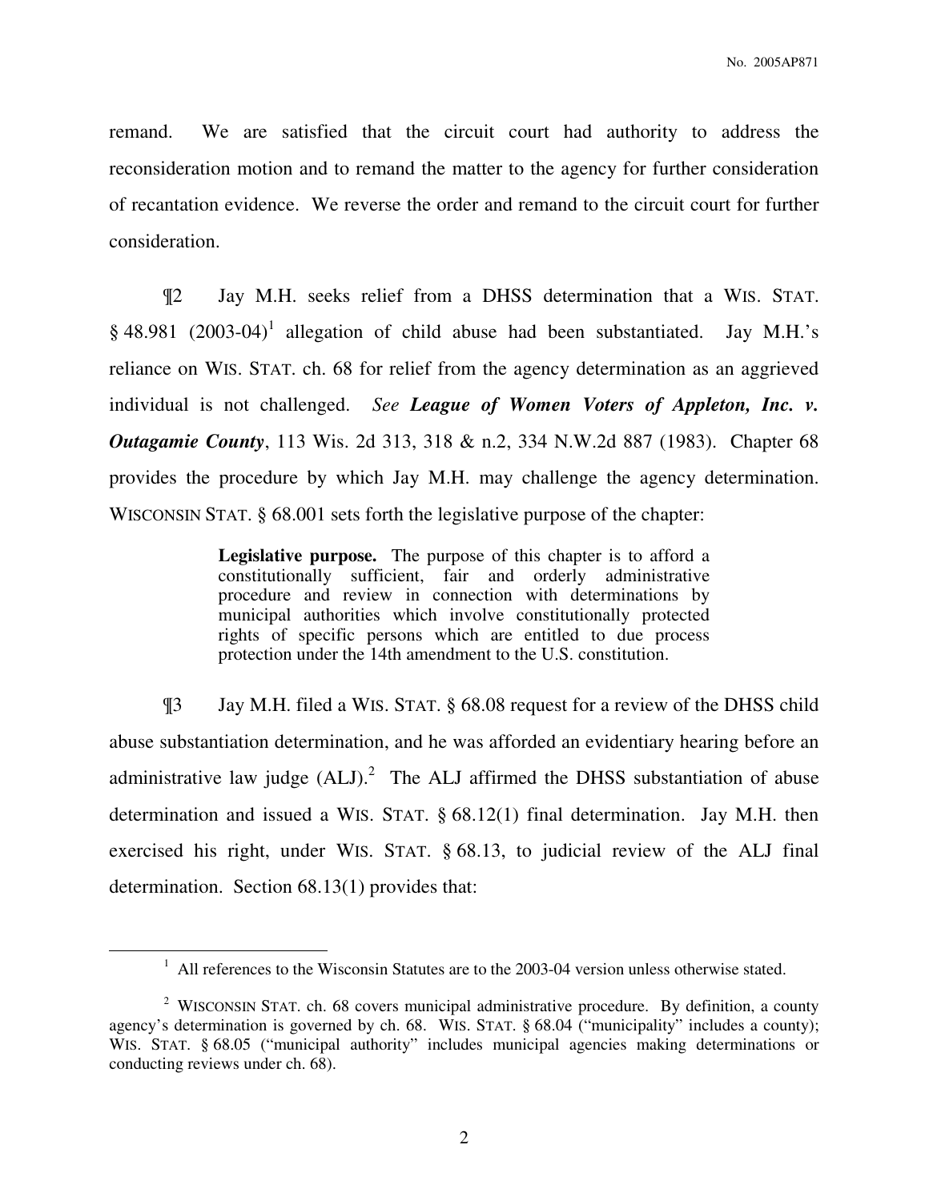remand. We are satisfied that the circuit court had authority to address the reconsideration motion and to remand the matter to the agency for further consideration of recantation evidence. We reverse the order and remand to the circuit court for further consideration.

¶2 Jay M.H. seeks relief from a DHSS determination that a WIS. STAT. § 48.981 (2003-04)[1] allegation of child abuse had been substantiated. Jay M.H.'s reliance on WIS. STAT. ch. 68 for relief from the agency determination as an aggrieved individual is not challenged. *See* ***League of Women Voters of Appleton, Inc. v. Outagamie County***, 113 Wis. 2d 313, 318 & n.2, 334 N.W.2d 887 (1983). Chapter 68 provides the procedure by which Jay M.H. may challenge the agency determination. WISCONSIN STAT. § 68.001 sets forth the legislative purpose of the chapter:

> **Legislative purpose.** The purpose of this chapter is to afford a constitutionally sufficient, fair and orderly administrative procedure and review in connection with determinations by municipal authorities which involve constitutionally protected rights of specific persons which are entitled to due process protection under the 14th amendment to the U.S. constitution.

¶3 Jay M.H. filed a WIS. STAT. § 68.08 request for a review of the DHSS child abuse substantiation determination, and he was afforded an evidentiary hearing before an administrative law judge (ALJ).[2] The ALJ affirmed the DHSS substantiation of abuse determination and issued a WIS. STAT. § 68.12(1) final determination. Jay M.H. then exercised his right, under WIS. STAT. § 68.13, to judicial review of the ALJ final determination. Section 68.13(1) provides that:

---

[1] All references to the Wisconsin Statutes are to the 2003-04 version unless otherwise stated.

[2] WISCONSIN STAT. ch. 68 covers municipal administrative procedure. By definition, a county agency's determination is governed by ch. 68. WIS. STAT. § 68.04 ("municipality" includes a county); WIS. STAT. § 68.05 ("municipal authority" includes municipal agencies making determinations or conducting reviews under ch. 68).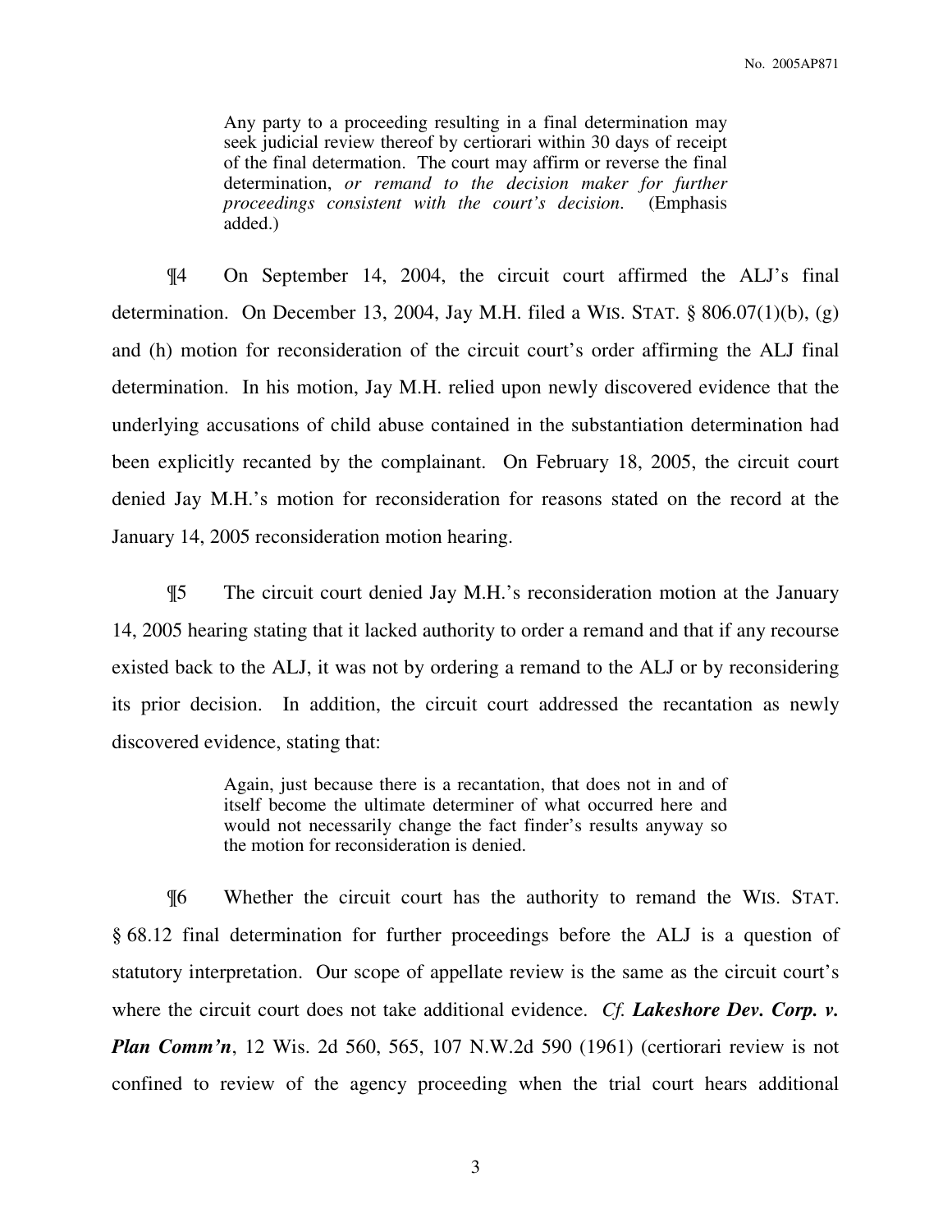> Any party to a proceeding resulting in a final determination may seek judicial review thereof by certiorari within 30 days of receipt of the final determation. The court may affirm or reverse the final determination, *or remand to the decision maker for further proceedings consistent with the court's decision*. (Emphasis added.)

¶4 On September 14, 2004, the circuit court affirmed the ALJ's final determination. On December 13, 2004, Jay M.H. filed a WIS. STAT. § 806.07(1)(b), (g) and (h) motion for reconsideration of the circuit court's order affirming the ALJ final determination. In his motion, Jay M.H. relied upon newly discovered evidence that the underlying accusations of child abuse contained in the substantiation determination had been explicitly recanted by the complainant. On February 18, 2005, the circuit court denied Jay M.H.'s motion for reconsideration for reasons stated on the record at the January 14, 2005 reconsideration motion hearing.

¶5 The circuit court denied Jay M.H.'s reconsideration motion at the January 14, 2005 hearing stating that it lacked authority to order a remand and that if any recourse existed back to the ALJ, it was not by ordering a remand to the ALJ or by reconsidering its prior decision. In addition, the circuit court addressed the recantation as newly discovered evidence, stating that:

> Again, just because there is a recantation, that does not in and of itself become the ultimate determiner of what occurred here and would not necessarily change the fact finder's results anyway so the motion for reconsideration is denied.

¶6 Whether the circuit court has the authority to remand the WIS. STAT. § 68.12 final determination for further proceedings before the ALJ is a question of statutory interpretation. Our scope of appellate review is the same as the circuit court's where the circuit court does not take additional evidence. *Cf.* ***Lakeshore Dev. Corp. v. Plan Comm'n***, 12 Wis. 2d 560, 565, 107 N.W.2d 590 (1961) (certiorari review is not confined to review of the agency proceeding when the trial court hears additional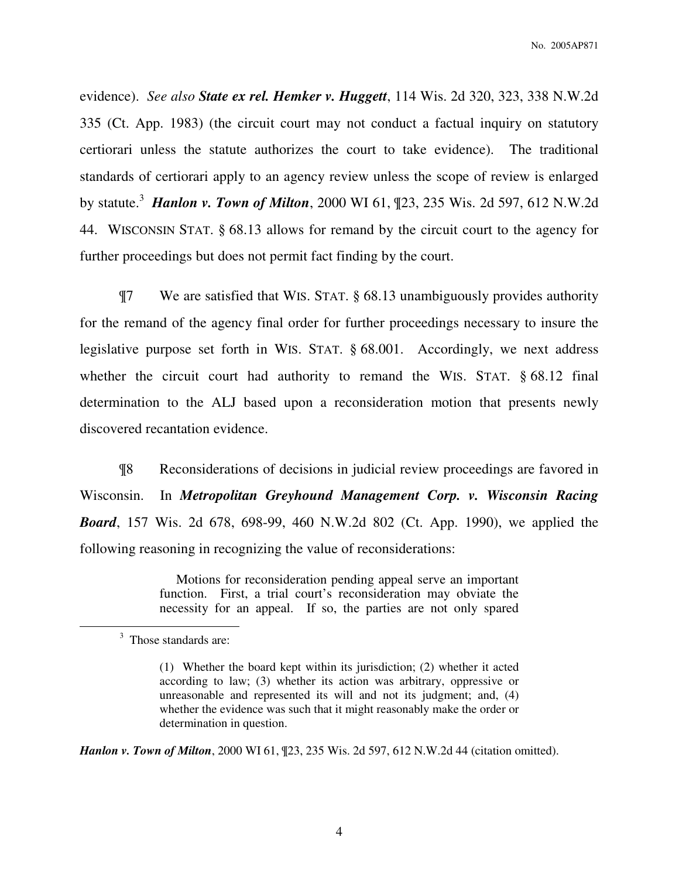evidence). *See also* ***State ex rel. Hemker v. Huggett***, 114 Wis. 2d 320, 323, 338 N.W.2d 335 (Ct. App. 1983) (the circuit court may not conduct a factual inquiry on statutory certiorari unless the statute authorizes the court to take evidence). The traditional standards of certiorari apply to an agency review unless the scope of review is enlarged by statute.[3] ***Hanlon v. Town of Milton***, 2000 WI 61, ¶23, 235 Wis. 2d 597, 612 N.W.2d 44. WISCONSIN STAT. § 68.13 allows for remand by the circuit court to the agency for further proceedings but does not permit fact finding by the court.

¶7 We are satisfied that WIS. STAT. § 68.13 unambiguously provides authority for the remand of the agency final order for further proceedings necessary to insure the legislative purpose set forth in WIS. STAT. § 68.001. Accordingly, we next address whether the circuit court had authority to remand the WIS. STAT. § 68.12 final determination to the ALJ based upon a reconsideration motion that presents newly discovered recantation evidence.

¶8 Reconsiderations of decisions in judicial review proceedings are favored in Wisconsin. In ***Metropolitan Greyhound Management Corp. v. Wisconsin Racing Board***, 157 Wis. 2d 678, 698-99, 460 N.W.2d 802 (Ct. App. 1990), we applied the following reasoning in recognizing the value of reconsiderations:

> Motions for reconsideration pending appeal serve an important function. First, a trial court's reconsideration may obviate the necessity for an appeal. If so, the parties are not only spared

---

[3] Those standards are:

> (1) Whether the board kept within its jurisdiction; (2) whether it acted according to law; (3) whether its action was arbitrary, oppressive or unreasonable and represented its will and not its judgment; and, (4) whether the evidence was such that it might reasonably make the order or determination in question.

***Hanlon v. Town of Milton***, 2000 WI 61, ¶23, 235 Wis. 2d 597, 612 N.W.2d 44 (citation omitted).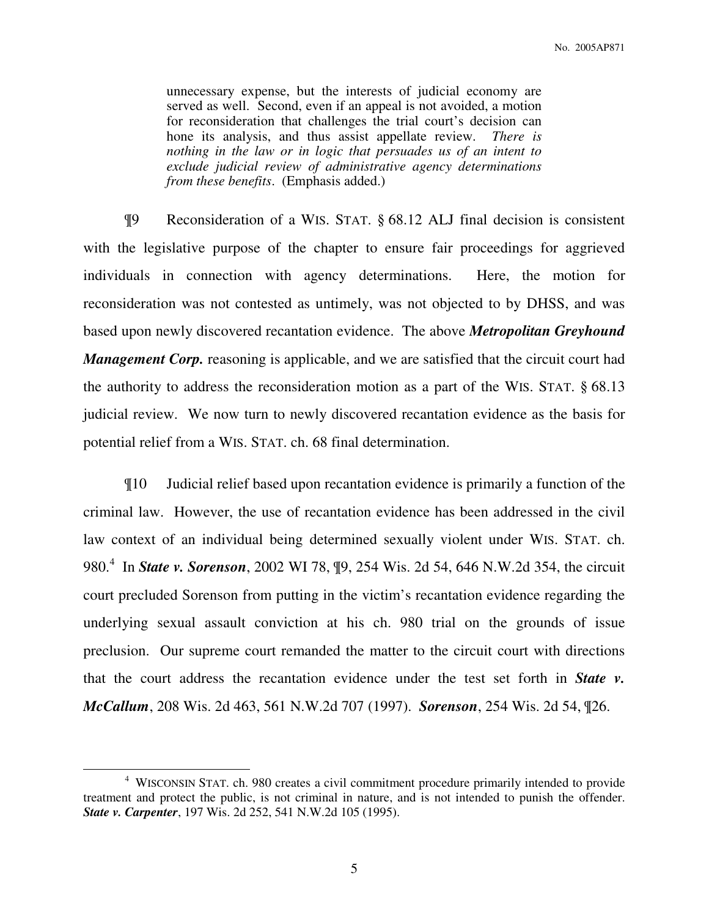> unnecessary expense, but the interests of judicial economy are served as well. Second, even if an appeal is not avoided, a motion for reconsideration that challenges the trial court's decision can hone its analysis, and thus assist appellate review. *There is nothing in the law or in logic that persuades us of an intent to exclude judicial review of administrative agency determinations from these benefits*. (Emphasis added.)

¶9 Reconsideration of a WIS. STAT. § 68.12 ALJ final decision is consistent with the legislative purpose of the chapter to ensure fair proceedings for aggrieved individuals in connection with agency determinations. Here, the motion for reconsideration was not contested as untimely, was not objected to by DHSS, and was based upon newly discovered recantation evidence. The above ***Metropolitan Greyhound Management Corp.*** reasoning is applicable, and we are satisfied that the circuit court had the authority to address the reconsideration motion as a part of the WIS. STAT. § 68.13 judicial review. We now turn to newly discovered recantation evidence as the basis for potential relief from a WIS. STAT. ch. 68 final determination.

¶10 Judicial relief based upon recantation evidence is primarily a function of the criminal law. However, the use of recantation evidence has been addressed in the civil law context of an individual being determined sexually violent under WIS. STAT. ch. 980.[4] In ***State v. Sorenson***, 2002 WI 78, ¶9, 254 Wis. 2d 54, 646 N.W.2d 354, the circuit court precluded Sorenson from putting in the victim's recantation evidence regarding the underlying sexual assault conviction at his ch. 980 trial on the grounds of issue preclusion. Our supreme court remanded the matter to the circuit court with directions that the court address the recantation evidence under the test set forth in ***State v. McCallum***, 208 Wis. 2d 463, 561 N.W.2d 707 (1997). ***Sorenson***, 254 Wis. 2d 54, ¶26.

---

[4] WISCONSIN STAT. ch. 980 creates a civil commitment procedure primarily intended to provide treatment and protect the public, is not criminal in nature, and is not intended to punish the offender. ***State v. Carpenter***, 197 Wis. 2d 252, 541 N.W.2d 105 (1995).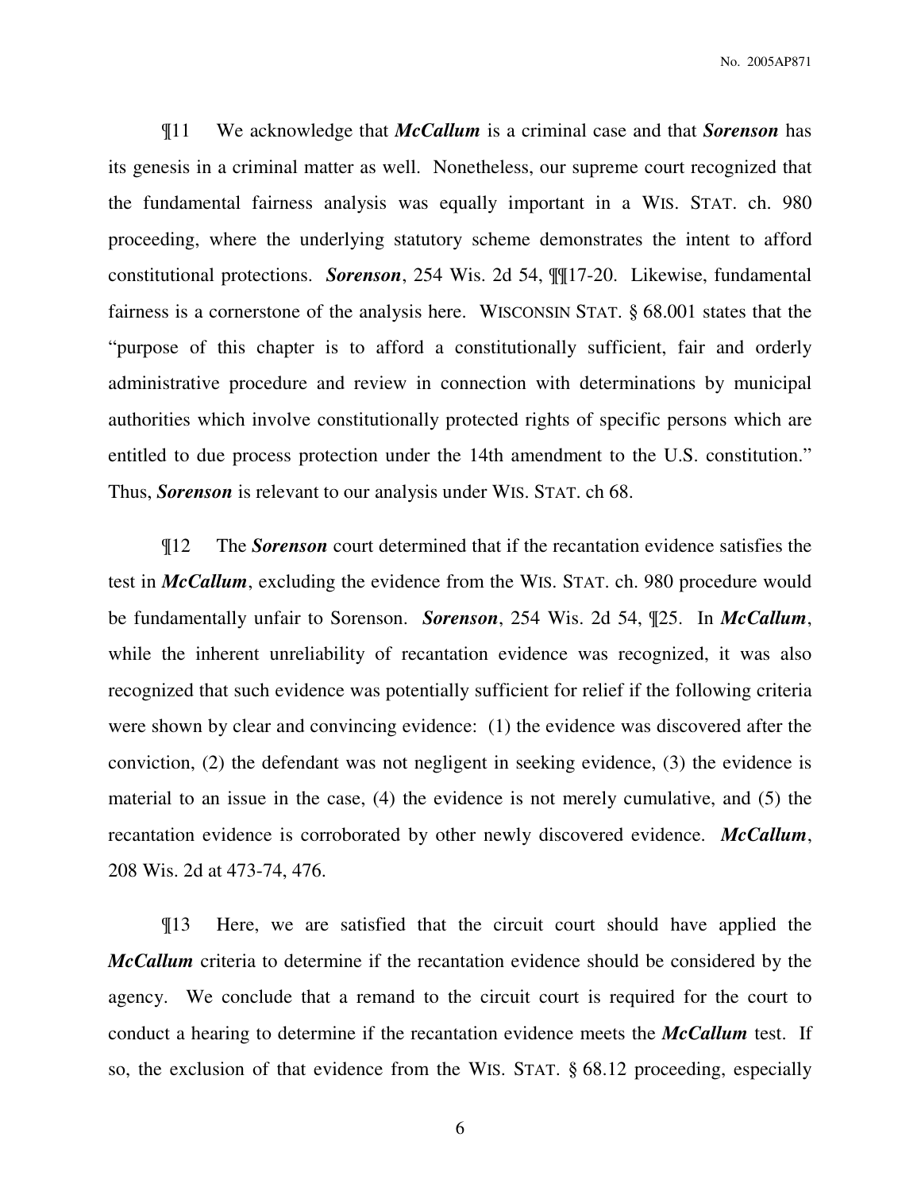¶11 We acknowledge that ***McCallum*** is a criminal case and that ***Sorenson*** has its genesis in a criminal matter as well. Nonetheless, our supreme court recognized that the fundamental fairness analysis was equally important in a WIS. STAT. ch. 980 proceeding, where the underlying statutory scheme demonstrates the intent to afford constitutional protections. ***Sorenson***, 254 Wis. 2d 54, ¶¶17-20. Likewise, fundamental fairness is a cornerstone of the analysis here. WISCONSIN STAT. § 68.001 states that the "purpose of this chapter is to afford a constitutionally sufficient, fair and orderly administrative procedure and review in connection with determinations by municipal authorities which involve constitutionally protected rights of specific persons which are entitled to due process protection under the 14th amendment to the U.S. constitution." Thus, ***Sorenson*** is relevant to our analysis under WIS. STAT. ch 68.

¶12 The ***Sorenson*** court determined that if the recantation evidence satisfies the test in ***McCallum***, excluding the evidence from the WIS. STAT. ch. 980 procedure would be fundamentally unfair to Sorenson. ***Sorenson***, 254 Wis. 2d 54, ¶25. In ***McCallum***, while the inherent unreliability of recantation evidence was recognized, it was also recognized that such evidence was potentially sufficient for relief if the following criteria were shown by clear and convincing evidence: (1) the evidence was discovered after the conviction, (2) the defendant was not negligent in seeking evidence, (3) the evidence is material to an issue in the case, (4) the evidence is not merely cumulative, and (5) the recantation evidence is corroborated by other newly discovered evidence. ***McCallum***, 208 Wis. 2d at 473-74, 476.

¶13 Here, we are satisfied that the circuit court should have applied the ***McCallum*** criteria to determine if the recantation evidence should be considered by the agency. We conclude that a remand to the circuit court is required for the court to conduct a hearing to determine if the recantation evidence meets the ***McCallum*** test. If so, the exclusion of that evidence from the WIS. STAT. § 68.12 proceeding, especially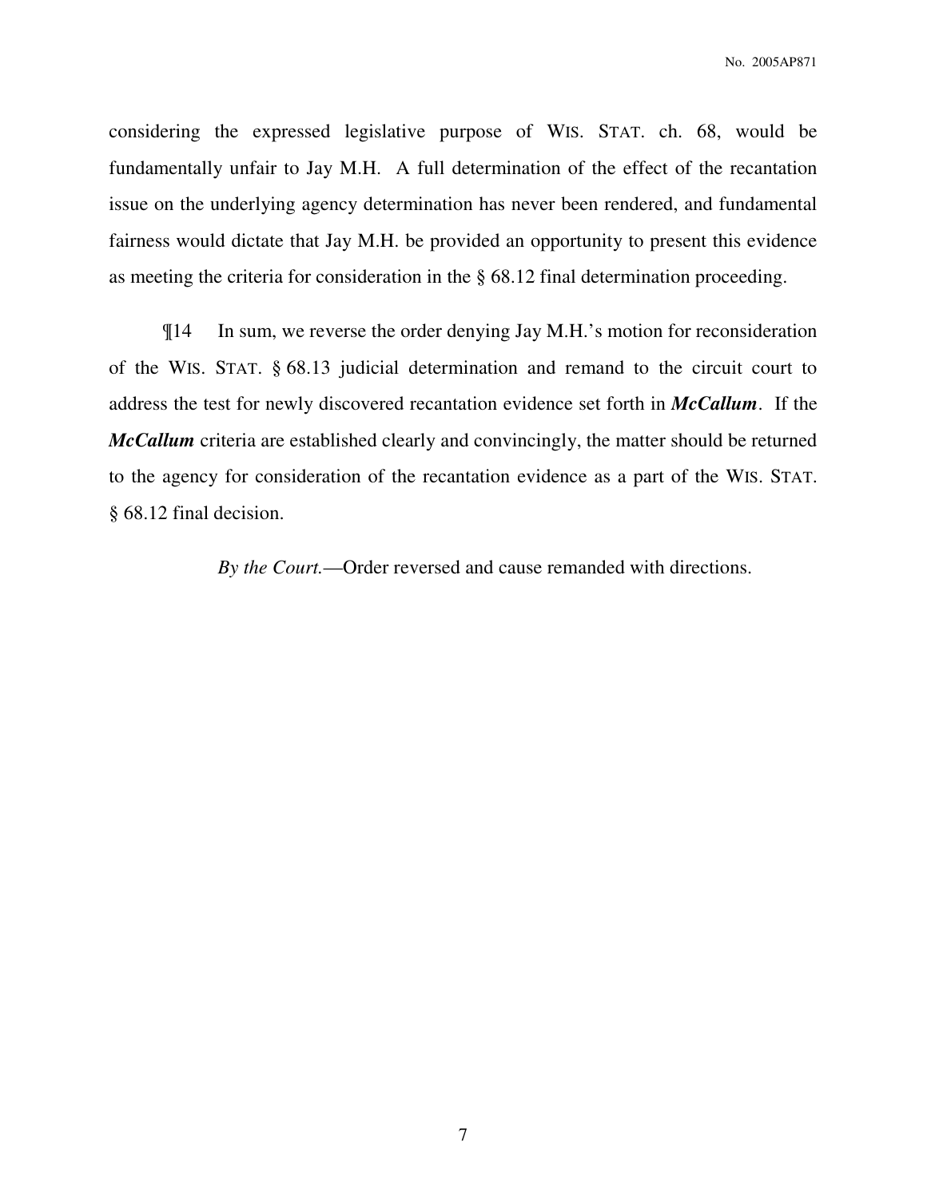considering the expressed legislative purpose of WIS. STAT. ch. 68, would be fundamentally unfair to Jay M.H. A full determination of the effect of the recantation issue on the underlying agency determination has never been rendered, and fundamental fairness would dictate that Jay M.H. be provided an opportunity to present this evidence as meeting the criteria for consideration in the § 68.12 final determination proceeding.

¶14 In sum, we reverse the order denying Jay M.H.'s motion for reconsideration of the WIS. STAT. § 68.13 judicial determination and remand to the circuit court to address the test for newly discovered recantation evidence set forth in ***McCallum***. If the ***McCallum*** criteria are established clearly and convincingly, the matter should be returned to the agency for consideration of the recantation evidence as a part of the WIS. STAT. § 68.12 final decision.

*By the Court.*—Order reversed and cause remanded with directions.